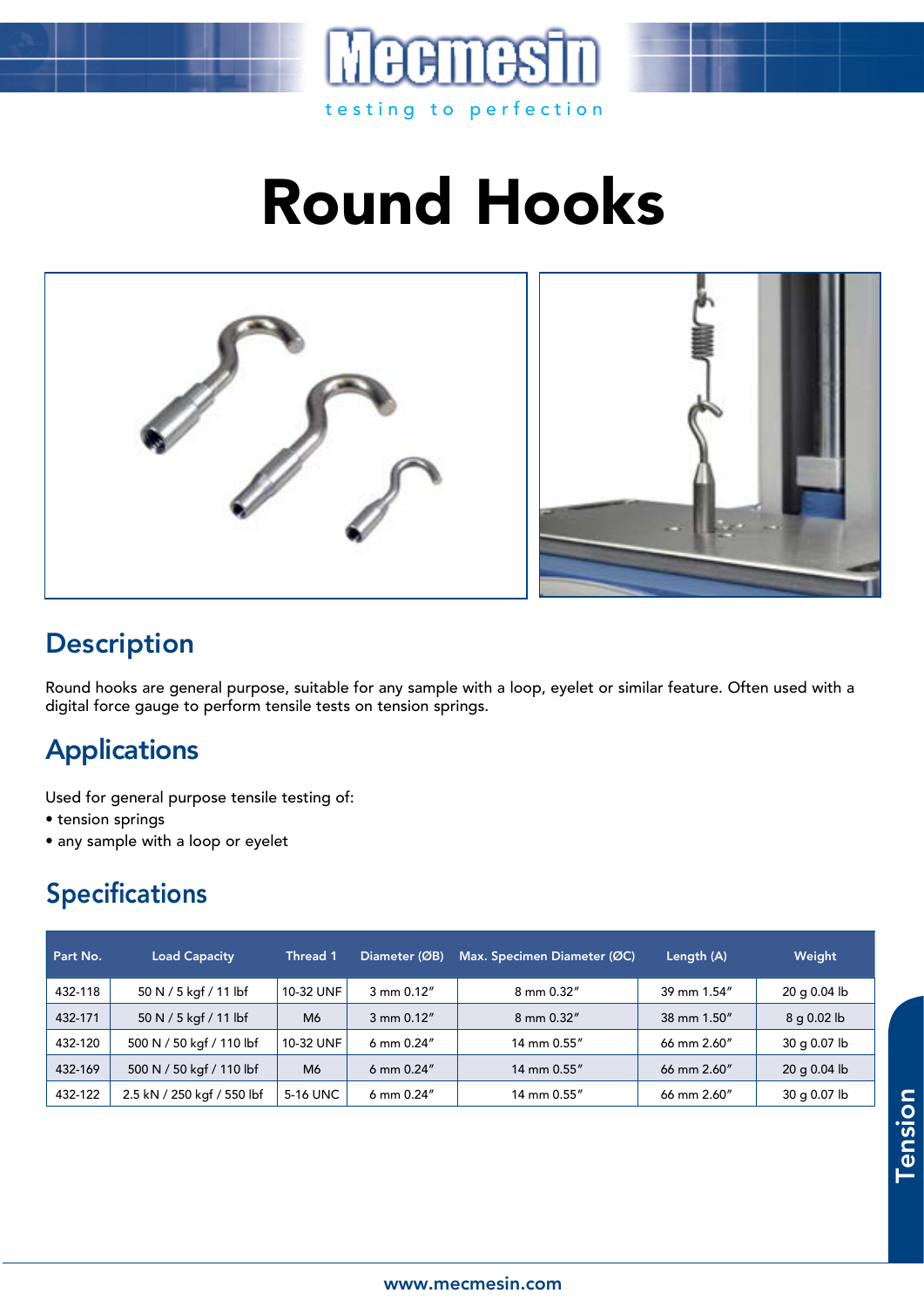# Mecmesin

testing to perfection

# Round Hooks

## Description

Round hooks are general purpose, suitable for any sample with a loop, eyelet or similar feature. Often used with a digital force gauge to perform tensile tests on tension springs.

## Applications

Used for general purpose tensile testing of:

- tension springs
- any sample with a loop or eyelet

## Specifications

| Part No. | Load Capacity | Thread 1 | Diameter (ØB) | Max. Specimen Diameter (ØC) | Length (A) | Weight |
|---|---|---|---|---|---|---|
| 432-118 | 50 N / 5 kgf / 11 lbf | 10-32 UNF | 3 mm 0.12″ | 8 mm 0.32″ | 39 mm 1.54″ | 20 g 0.04 lb |
| 432-171 | 50 N / 5 kgf / 11 lbf | M6 | 3 mm 0.12″ | 8 mm 0.32″ | 38 mm 1.50″ | 8 g 0.02 lb |
| 432-120 | 500 N / 50 kgf / 110 lbf | 10-32 UNF | 6 mm 0.24″ | 14 mm 0.55″ | 66 mm 2.60″ | 30 g 0.07 lb |
| 432-169 | 500 N / 50 kgf / 110 lbf | M6 | 6 mm 0.24″ | 14 mm 0.55″ | 66 mm 2.60″ | 20 g 0.04 lb |
| 432-122 | 2.5 kN / 250 kgf / 550 lbf | 5-16 UNC | 6 mm 0.24″ | 14 mm 0.55″ | 66 mm 2.60″ | 30 g 0.07 lb |

Tension

www.mecmesin.com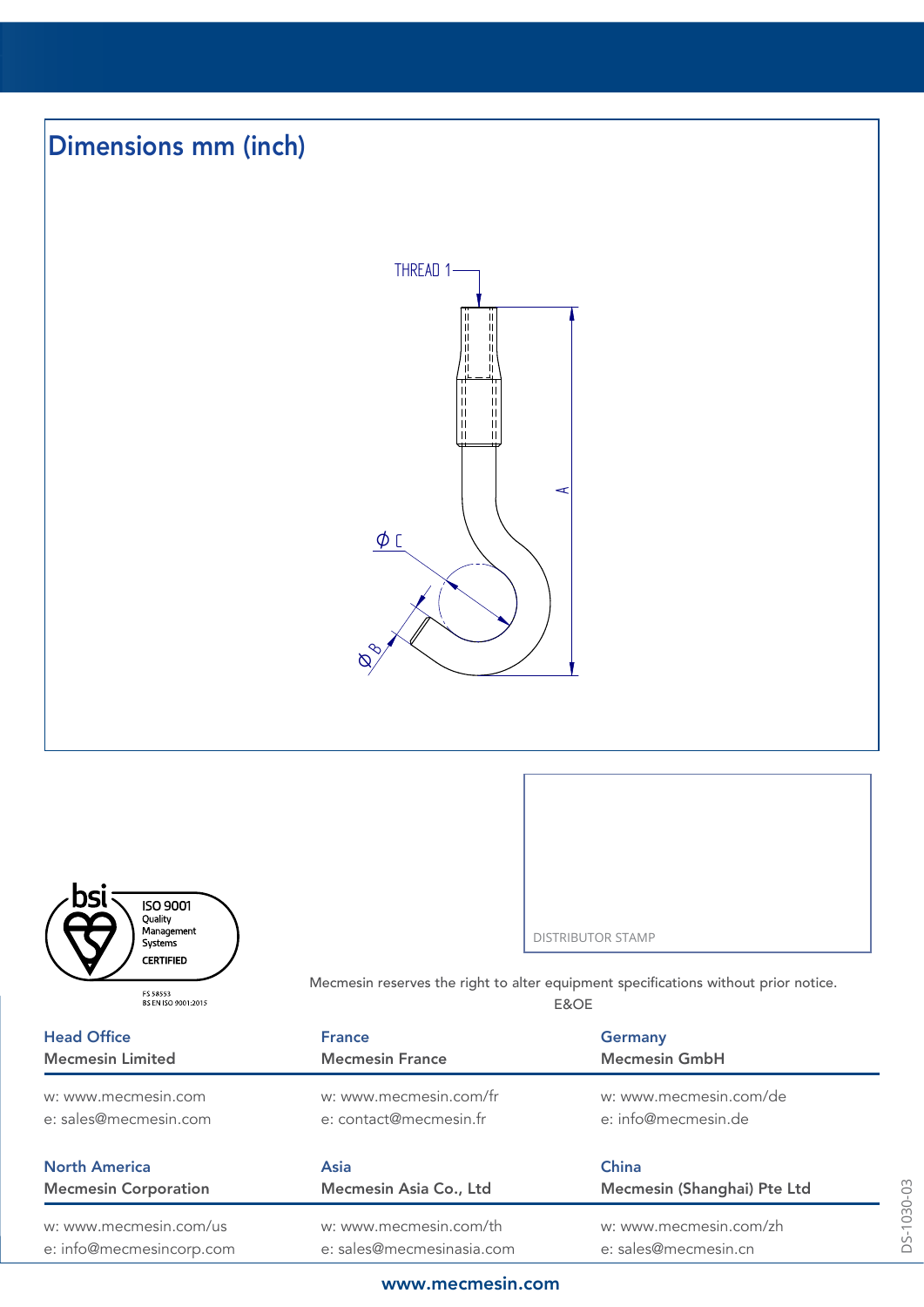## Dimensions mm (inch)

THREAD 1

A

ϕ C

ϕ B

DISTRIBUTOR STAMP

ISO 9001 Quality Management Systems CERTIFIED

FS 58553
BS EN ISO 9001:2015

Mecmesin reserves the right to alter equipment specifications without prior notice.
E&OE

**Head Office**
**Mecmesin Limited**

w: www.mecmesin.com
e: sales@mecmesin.com

**France**
**Mecmesin France**

w: www.mecmesin.com/fr
e: contact@mecmesin.fr

**Germany**
**Mecmesin GmbH**

w: www.mecmesin.com/de
e: info@mecmesin.de

**North America**
**Mecmesin Corporation**

w: www.mecmesin.com/us
e: info@mecmesincorp.com

**Asia**
**Mecmesin Asia Co., Ltd**

w: www.mecmesin.com/th
e: sales@mecmesinasia.com

**China**
**Mecmesin (Shanghai) Pte Ltd**

w: www.mecmesin.com/zh
e: sales@mecmesin.cn

DS-1030-03

**www.mecmesin.com**